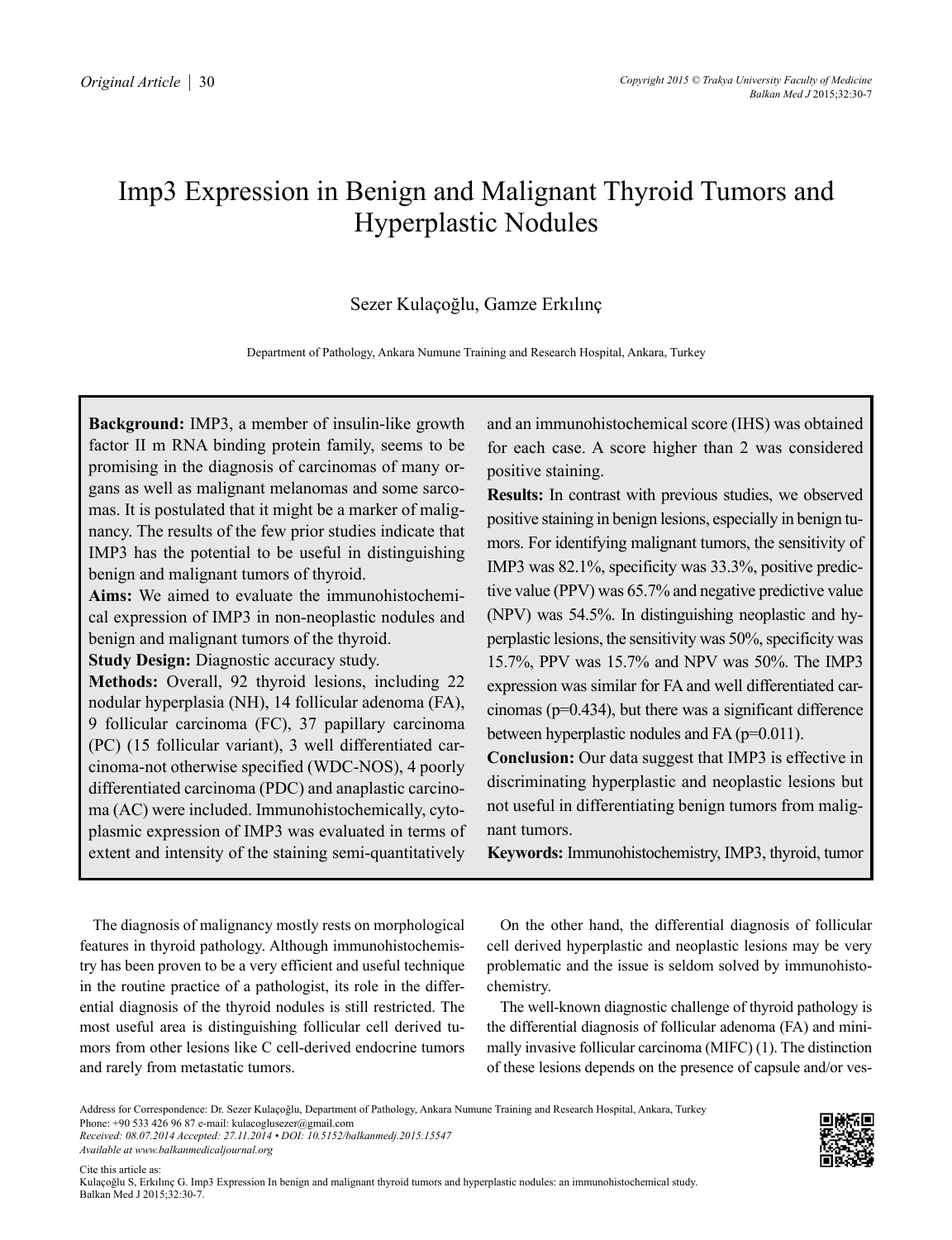# Imp3 Expression in Benign and Malignant Thyroid Tumors and Hyperplastic Nodules

Sezer Kulaçoğlu, Gamze Erkılınç

Department of Pathology, Ankara Numune Training and Research Hospital, Ankara, Turkey

**Background:** IMP3, a member of insulin-like growth factor II m RNA binding protein family, seems to be promising in the diagnosis of carcinomas of many organs as well as malignant melanomas and some sarcomas. It is postulated that it might be a marker of malignancy. The results of the few prior studies indicate that IMP3 has the potential to be useful in distinguishing benign and malignant tumors of thyroid.

**Aims:** We aimed to evaluate the immunohistochemical expression of IMP3 in non-neoplastic nodules and benign and malignant tumors of the thyroid.

**Study Design:** Diagnostic accuracy study.

**Methods:** Overall, 92 thyroid lesions, including 22 nodular hyperplasia (NH), 14 follicular adenoma (FA), 9 follicular carcinoma (FC), 37 papillary carcinoma (PC) (15 follicular variant), 3 well differentiated carcinoma-not otherwise specified (WDC-NOS), 4 poorly differentiated carcinoma (PDC) and anaplastic carcinoma (AC) were included. Immunohistochemically, cytoplasmic expression of IMP3 was evaluated in terms of extent and intensity of the staining semi-quantitatively and an immunohistochemical score (IHS) was obtained for each case. A score higher than 2 was considered positive staining.

**Results:** In contrast with previous studies, we observed positive staining in benign lesions, especially in benign tumors. For identifying malignant tumors, the sensitivity of IMP3 was 82.1%, specificity was 33.3%, positive predictive value (PPV) was 65.7% and negative predictive value (NPV) was 54.5%. In distinguishing neoplastic and hyperplastic lesions, the sensitivity was 50%, specificity was 15.7%, PPV was 15.7% and NPV was 50%. The IMP3 expression was similar for FA and well differentiated carcinomas (p=0.434), but there was a significant difference between hyperplastic nodules and FA (p=0.011).

**Conclusion:** Our data suggest that IMP3 is effective in discriminating hyperplastic and neoplastic lesions but not useful in differentiating benign tumors from malignant tumors.

**Keywords:** Immunohistochemistry, IMP3, thyroid, tumor

The diagnosis of malignancy mostly rests on morphological features in thyroid pathology. Although immunohistochemistry has been proven to be a very efficient and useful technique in the routine practice of a pathologist, its role in the differential diagnosis of the thyroid nodules is still restricted. The most useful area is distinguishing follicular cell derived tumors from other lesions like C cell-derived endocrine tumors and rarely from metastatic tumors.

On the other hand, the differential diagnosis of follicular cell derived hyperplastic and neoplastic lesions may be very problematic and the issue is seldom solved by immunohistochemistry.

The well-known diagnostic challenge of thyroid pathology is the differential diagnosis of follicular adenoma (FA) and minimally invasive follicular carcinoma (MIFC) (1). The distinction of these lesions depends on the presence of capsule and/or ves-

Address for Correspondence: Dr. Sezer Kulaçoğlu, Department of Pathology, Ankara Numune Training and Research Hospital, Ankara, Turkey
Phone: +90 533 426 96 87 e-mail: kulacoglusezer@gmail.com
*Received: 08.07.2014 Accepted: 27.11.2014 • DOI: 10.5152/balkanmedj.2015.15547*
*Available at www.balkanmedicaljournal.org*

Cite this article as:
Kulaçoğlu S, Erkılınç G. Imp3 Expression In benign and malignant thyroid tumors and hyperplastic nodules: an immunohistochemical study. Balkan Med J 2015;32:30-7.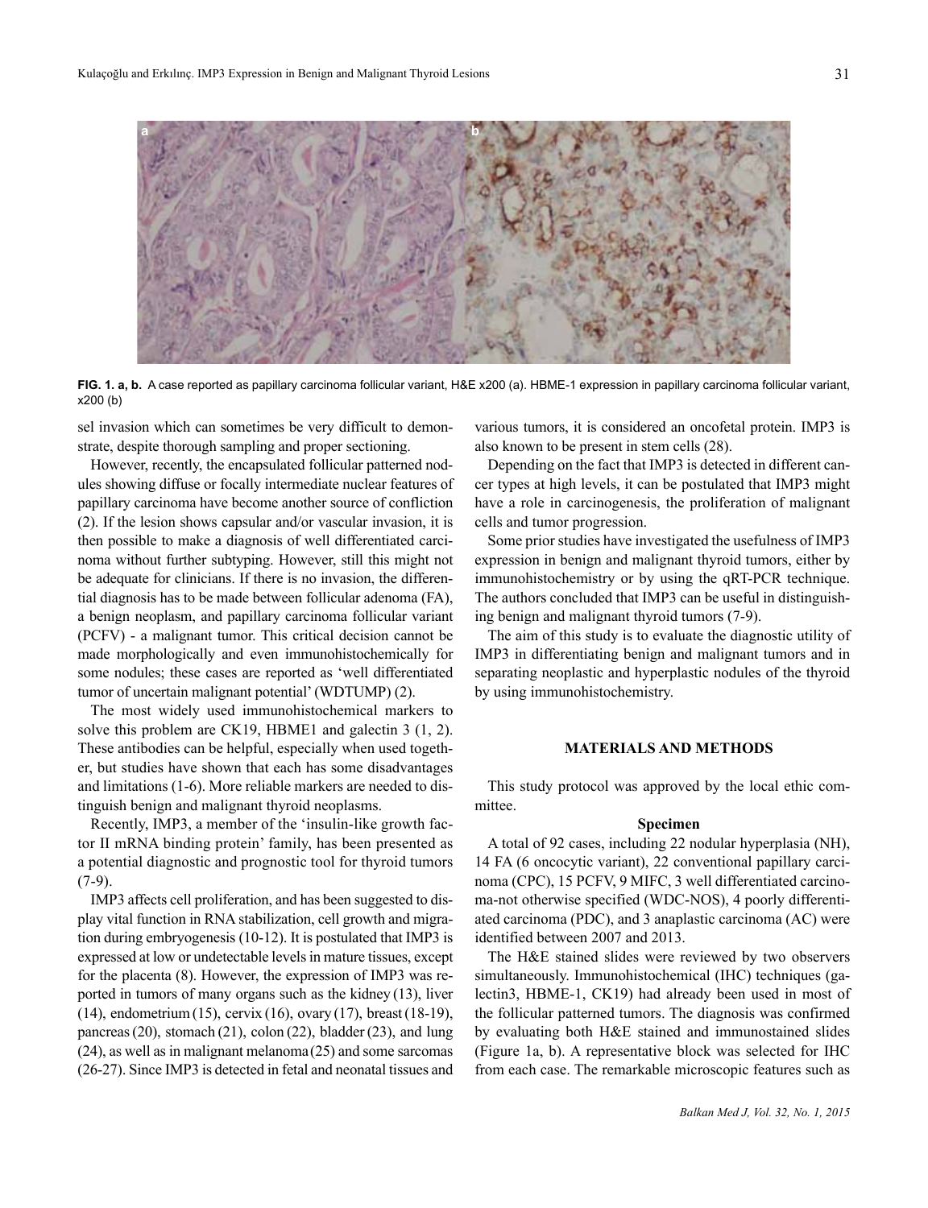FIG. 1. a, b. A case reported as papillary carcinoma follicular variant, H&E x200 (a). HBME-1 expression in papillary carcinoma follicular variant, x200 (b)

sel invasion which can sometimes be very difficult to demonstrate, despite thorough sampling and proper sectioning.

However, recently, the encapsulated follicular patterned nodules showing diffuse or focally intermediate nuclear features of papillary carcinoma have become another source of confliction (2). If the lesion shows capsular and/or vascular invasion, it is then possible to make a diagnosis of well differentiated carcinoma without further subtyping. However, still this might not be adequate for clinicians. If there is no invasion, the differential diagnosis has to be made between follicular adenoma (FA), a benign neoplasm, and papillary carcinoma follicular variant (PCFV) - a malignant tumor. This critical decision cannot be made morphologically and even immunohistochemically for some nodules; these cases are reported as 'well differentiated tumor of uncertain malignant potential' (WDTUMP) (2).

The most widely used immunohistochemical markers to solve this problem are CK19, HBME1 and galectin 3 (1, 2). These antibodies can be helpful, especially when used together, but studies have shown that each has some disadvantages and limitations (1-6). More reliable markers are needed to distinguish benign and malignant thyroid neoplasms.

Recently, IMP3, a member of the 'insulin-like growth factor II mRNA binding protein' family, has been presented as a potential diagnostic and prognostic tool for thyroid tumors (7-9).

IMP3 affects cell proliferation, and has been suggested to display vital function in RNA stabilization, cell growth and migration during embryogenesis (10-12). It is postulated that IMP3 is expressed at low or undetectable levels in mature tissues, except for the placenta (8). However, the expression of IMP3 was reported in tumors of many organs such as the kidney (13), liver (14), endometrium (15), cervix (16), ovary (17), breast (18-19), pancreas (20), stomach (21), colon (22), bladder (23), and lung (24), as well as in malignant melanoma (25) and some sarcomas (26-27). Since IMP3 is detected in fetal and neonatal tissues and various tumors, it is considered an oncofetal protein. IMP3 is also known to be present in stem cells (28).

Depending on the fact that IMP3 is detected in different cancer types at high levels, it can be postulated that IMP3 might have a role in carcinogenesis, the proliferation of malignant cells and tumor progression.

Some prior studies have investigated the usefulness of IMP3 expression in benign and malignant thyroid tumors, either by immunohistochemistry or by using the qRT-PCR technique. The authors concluded that IMP3 can be useful in distinguishing benign and malignant thyroid tumors (7-9).

The aim of this study is to evaluate the diagnostic utility of IMP3 in differentiating benign and malignant tumors and in separating neoplastic and hyperplastic nodules of the thyroid by using immunohistochemistry.

## MATERIALS AND METHODS

This study protocol was approved by the local ethic committee.

### Specimen

A total of 92 cases, including 22 nodular hyperplasia (NH), 14 FA (6 oncocytic variant), 22 conventional papillary carcinoma (CPC), 15 PCFV, 9 MIFC, 3 well differentiated carcinoma-not otherwise specified (WDC-NOS), 4 poorly differentiated carcinoma (PDC), and 3 anaplastic carcinoma (AC) were identified between 2007 and 2013.

The H&E stained slides were reviewed by two observers simultaneously. Immunohistochemical (IHC) techniques (galectin3, HBME-1, CK19) had already been used in most of the follicular patterned tumors. The diagnosis was confirmed by evaluating both H&E stained and immunostained slides (Figure 1a, b). A representative block was selected for IHC from each case. The remarkable microscopic features such as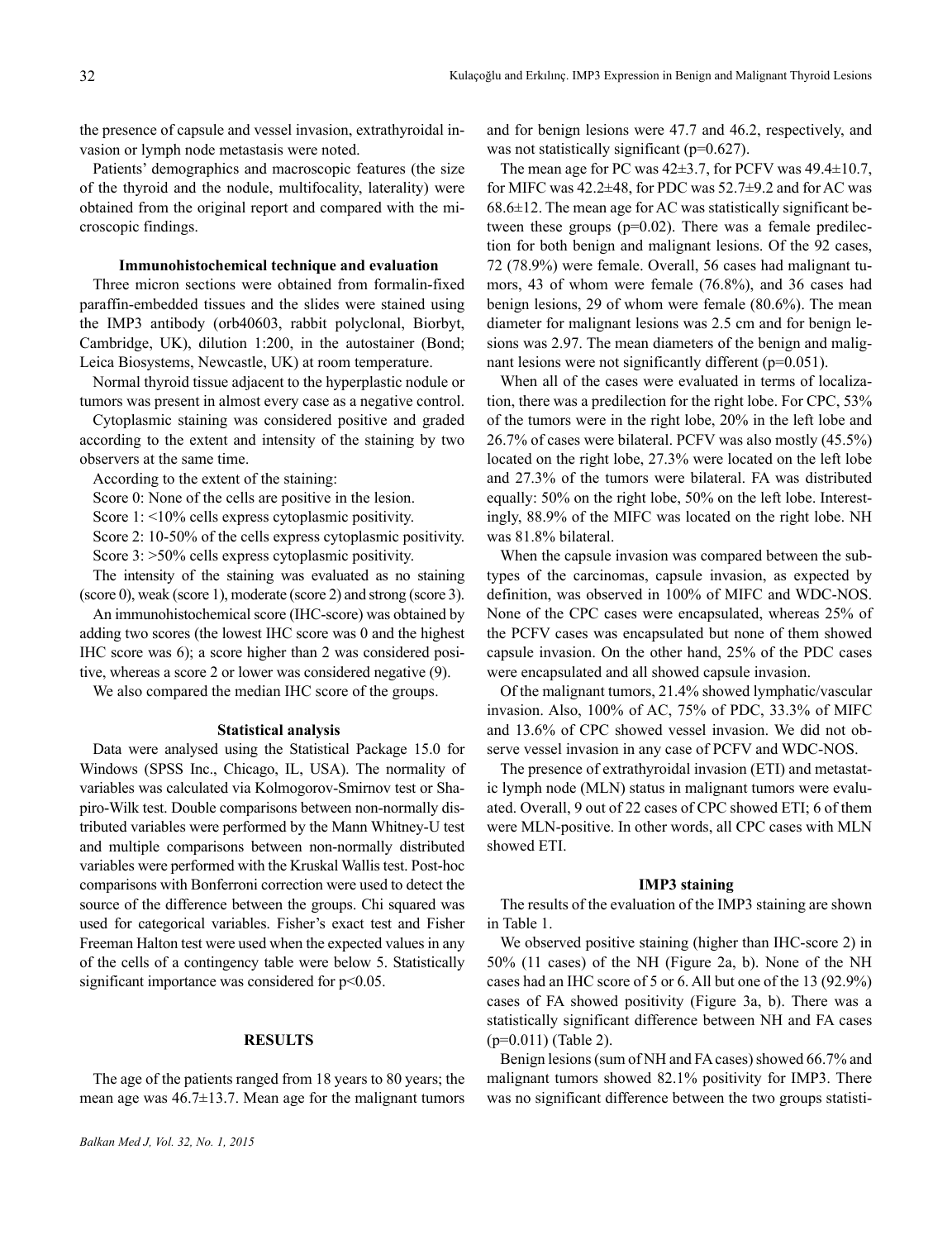the presence of capsule and vessel invasion, extrathyroidal invasion or lymph node metastasis were noted.

Patients' demographics and macroscopic features (the size of the thyroid and the nodule, multifocality, laterality) were obtained from the original report and compared with the microscopic findings.

### Immunohistochemical technique and evaluation

Three micron sections were obtained from formalin-fixed paraffin-embedded tissues and the slides were stained using the IMP3 antibody (orb40603, rabbit polyclonal, Biorbyt, Cambridge, UK), dilution 1:200, in the autostainer (Bond; Leica Biosystems, Newcastle, UK) at room temperature.

Normal thyroid tissue adjacent to the hyperplastic nodule or tumors was present in almost every case as a negative control.

Cytoplasmic staining was considered positive and graded according to the extent and intensity of the staining by two observers at the same time.

According to the extent of the staining:

Score 0: None of the cells are positive in the lesion.

Score 1: <10% cells express cytoplasmic positivity.

Score 2: 10-50% of the cells express cytoplasmic positivity.

Score 3: >50% cells express cytoplasmic positivity.

The intensity of the staining was evaluated as no staining (score 0), weak (score 1), moderate (score 2) and strong (score 3).

An immunohistochemical score (IHC-score) was obtained by adding two scores (the lowest IHC score was 0 and the highest IHC score was 6); a score higher than 2 was considered positive, whereas a score 2 or lower was considered negative (9).

We also compared the median IHC score of the groups.

### Statistical analysis

Data were analysed using the Statistical Package 15.0 for Windows (SPSS Inc., Chicago, IL, USA). The normality of variables was calculated via Kolmogorov-Smirnov test or Shapiro-Wilk test. Double comparisons between non-normally distributed variables were performed by the Mann Whitney-U test and multiple comparisons between non-normally distributed variables were performed with the Kruskal Wallis test. Post-hoc comparisons with Bonferroni correction were used to detect the source of the difference between the groups. Chi squared was used for categorical variables. Fisher's exact test and Fisher Freeman Halton test were used when the expected values in any of the cells of a contingency table were below 5. Statistically significant importance was considered for $p<0.05$.

## RESULTS

The age of the patients ranged from 18 years to 80 years; the mean age was 46.7±13.7. Mean age for the malignant tumors and for benign lesions were 47.7 and 46.2, respectively, and was not statistically significant ($p=0.627$).

The mean age for PC was 42±3.7, for PCFV was 49.4±10.7, for MIFC was 42.2±48, for PDC was 52.7±9.2 and for AC was 68.6±12. The mean age for AC was statistically significant between these groups ($p=0.02$). There was a female predilection for both benign and malignant lesions. Of the 92 cases, 72 (78.9%) were female. Overall, 56 cases had malignant tumors, 43 of whom were female (76.8%), and 36 cases had benign lesions, 29 of whom were female (80.6%). The mean diameter for malignant lesions was 2.5 cm and for benign lesions was 2.97. The mean diameters of the benign and malignant lesions were not significantly different ($p=0.051$).

When all of the cases were evaluated in terms of localization, there was a predilection for the right lobe. For CPC, 53% of the tumors were in the right lobe, 20% in the left lobe and 26.7% of cases were bilateral. PCFV was also mostly (45.5%) located on the right lobe, 27.3% were located on the left lobe and 27.3% of the tumors were bilateral. FA was distributed equally: 50% on the right lobe, 50% on the left lobe. Interestingly, 88.9% of the MIFC was located on the right lobe. NH was 81.8% bilateral.

When the capsule invasion was compared between the subtypes of the carcinomas, capsule invasion, as expected by definition, was observed in 100% of MIFC and WDC-NOS. None of the CPC cases were encapsulated, whereas 25% of the PCFV cases was encapsulated but none of them showed capsule invasion. On the other hand, 25% of the PDC cases were encapsulated and all showed capsule invasion.

Of the malignant tumors, 21.4% showed lymphatic/vascular invasion. Also, 100% of AC, 75% of PDC, 33.3% of MIFC and 13.6% of CPC showed vessel invasion. We did not observe vessel invasion in any case of PCFV and WDC-NOS.

The presence of extrathyroidal invasion (ETI) and metastatic lymph node (MLN) status in malignant tumors were evaluated. Overall, 9 out of 22 cases of CPC showed ETI; 6 of them were MLN-positive. In other words, all CPC cases with MLN showed ETI.

### IMP3 staining

The results of the evaluation of the IMP3 staining are shown in Table 1.

We observed positive staining (higher than IHC-score 2) in 50% (11 cases) of the NH (Figure 2a, b). None of the NH cases had an IHC score of 5 or 6. All but one of the 13 (92.9%) cases of FA showed positivity (Figure 3a, b). There was a statistically significant difference between NH and FA cases ($p=0.011$) (Table 2).

Benign lesions (sum of NH and FA cases) showed 66.7% and malignant tumors showed 82.1% positivity for IMP3. There was no significant difference between the two groups statisti-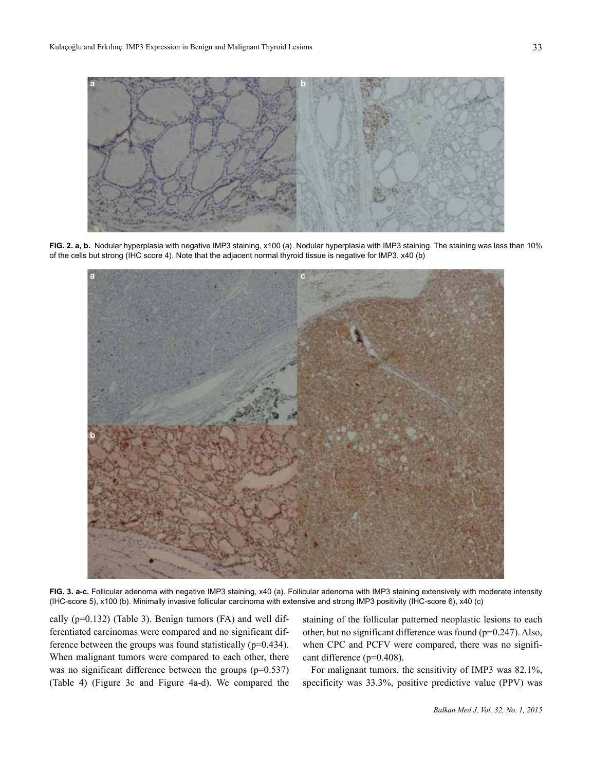**FIG. 2. a, b.** Nodular hyperplasia with negative IMP3 staining, x100 (a). Nodular hyperplasia with IMP3 staining. The staining was less than 10% of the cells but strong (IHC score 4). Note that the adjacent normal thyroid tissue is negative for IMP3, x40 (b)

**FIG. 3. a-c.** Follicular adenoma with negative IMP3 staining, x40 (a). Follicular adenoma with IMP3 staining extensively with moderate intensity (IHC-score 5), x100 (b). Minimally invasive follicular carcinoma with extensive and strong IMP3 positivity (IHC-score 6), x40 (c)

cally (p=0.132) (Table 3). Benign tumors (FA) and well differentiated carcinomas were compared and no significant difference between the groups was found statistically (p=0.434). When malignant tumors were compared to each other, there was no significant difference between the groups (p=0.537) (Table 4) (Figure 3c and Figure 4a-d). We compared the staining of the follicular patterned neoplastic lesions to each other, but no significant difference was found (p=0.247). Also, when CPC and PCFV were compared, there was no significant difference (p=0.408).

For malignant tumors, the sensitivity of IMP3 was 82.1%, specificity was 33.3%, positive predictive value (PPV) was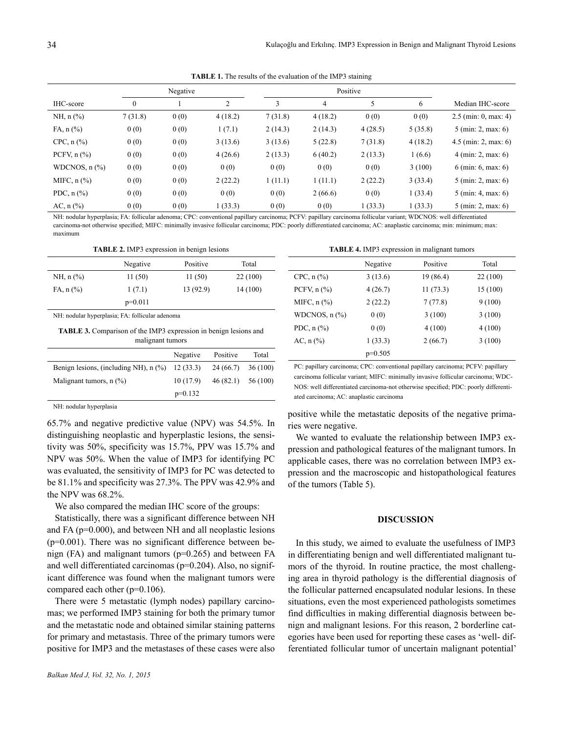**TABLE 1.** The results of the evaluation of the IMP3 staining

| | Negative | | | Positive | | | | |
|---|---|---|---|---|---|---|---|---|
| IHC-score | 0 | 1 | 2 | 3 | 4 | 5 | 6 | Median IHC-score |
| NH, n (%) | 7 (31.8) | 0 (0) | 4 (18.2) | 7 (31.8) | 4 (18.2) | 0 (0) | 0 (0) | 2.5 (min: 0, max: 4) |
| FA, n (%) | 0 (0) | 0 (0) | 1 (7.1) | 2 (14.3) | 2 (14.3) | 4 (28.5) | 5 (35.8) | 5 (min: 2, max: 6) |
| CPC, n (%) | 0 (0) | 0 (0) | 3 (13.6) | 3 (13.6) | 5 (22.8) | 7 (31.8) | 4 (18.2) | 4.5 (min: 2, max: 6) |
| PCFV, n (%) | 0 (0) | 0 (0) | 4 (26.6) | 2 (13.3) | 6 (40.2) | 2 (13.3) | 1 (6.6) | 4 (min: 2, max: 6) |
| WDCNOS, n (%) | 0 (0) | 0 (0) | 0 (0) | 0 (0) | 0 (0) | 0 (0) | 3 (100) | 6 (min: 6, max: 6) |
| MIFC, n (%) | 0 (0) | 0 (0) | 2 (22.2) | 1 (11.1) | 1 (11.1) | 2 (22.2) | 3 (33.4) | 5 (min: 2, max: 6) |
| PDC, n (%) | 0 (0) | 0 (0) | 0 (0) | 0 (0) | 2 (66.6) | 0 (0) | 1 (33.4) | 5 (min: 4, max: 6) |
| AC, n (%) | 0 (0) | 0 (0) | 1 (33.3) | 0 (0) | 0 (0) | 1 (33.3) | 1 (33.3) | 5 (min: 2, max: 6) |

NH: nodular hyperplasia; FA: follicular adenoma; CPC: conventional papillary carcinoma; PCFV: papillary carcinoma follicular variant; WDCNOS: well differentiated carcinoma-not otherwise specified; MIFC: minimally invasive follicular carcinoma; PDC: poorly differentiated carcinoma; AC: anaplastic carcinoma; min: minimum; max: maximum

**TABLE 2.** IMP3 expression in benign lesions

| | Negative | Positive | Total |
|---|---|---|---|
| NH, n (%) | 11 (50) | 11 (50) | 22 (100) |
| FA, n (%) | 1 (7.1) | 13 (92.9) | 14 (100) |
| | p=0.011 | | |

NH: nodular hyperplasia; FA: follicular adenoma

**TABLE 3.** Comparison of the IMP3 expression in benign lesions and malignant tumors

| | Negative | Positive | Total |
|---|---|---|---|
| Benign lesions, (including NH), n (%) | 12 (33.3) | 24 (66.7) | 36 (100) |
| Malignant tumors, n (%) | 10 (17.9) | 46 (82.1) | 56 (100) |
| | p=0.132 | | |

NH: nodular hyperplasia

65.7% and negative predictive value (NPV) was 54.5%. In distinguishing neoplastic and hyperplastic lesions, the sensitivity was 50%, specificity was 15.7%, PPV was 15.7% and NPV was 50%. When the value of IMP3 for identifying PC was evaluated, the sensitivity of IMP3 for PC was detected to be 81.1% and specificity was 27.3%. The PPV was 42.9% and the NPV was 68.2%.

We also compared the median IHC score of the groups:

Statistically, there was a significant difference between NH and FA (p=0.000), and between NH and all neoplastic lesions (p=0.001). There was no significant difference between benign (FA) and malignant tumors (p=0.265) and between FA and well differentiated carcinomas (p=0.204). Also, no significant difference was found when the malignant tumors were compared each other (p=0.106).

There were 5 metastatic (lymph nodes) papillary carcinomas; we performed IMP3 staining for both the primary tumor and the metastatic node and obtained similar staining patterns for primary and metastasis. Three of the primary tumors were positive for IMP3 and the metastases of these cases were also positive while the metastatic deposits of the negative primaries were negative.

**TABLE 4.** IMP3 expression in malignant tumors

| | Negative | Positive | Total |
|---|---|---|---|
| CPC, n (%) | 3 (13.6) | 19 (86.4) | 22 (100) |
| PCFV, n (%) | 4 (26.7) | 11 (73.3) | 15 (100) |
| MIFC, n (%) | 2 (22.2) | 7 (77.8) | 9 (100) |
| WDCNOS, n (%) | 0 (0) | 3 (100) | 3 (100) |
| PDC, n (%) | 0 (0) | 4 (100) | 4 (100) |
| AC, n (%) | 1 (33.3) | 2 (66.7) | 3 (100) |
| | p=0.505 | | |

PC: papillary carcinoma; CPC: conventional papillary carcinoma; PCFV: papillary carcinoma follicular variant; MIFC: minimally invasive follicular carcinoma; WDC-NOS: well differentiated carcinoma-not otherwise specified; PDC: poorly differentiated carcinoma; AC: anaplastic carcinoma

We wanted to evaluate the relationship between IMP3 expression and pathological features of the malignant tumors. In applicable cases, there was no correlation between IMP3 expression and the macroscopic and histopathological features of the tumors (Table 5).

## DISCUSSION

In this study, we aimed to evaluate the usefulness of IMP3 in differentiating benign and well differentiated malignant tumors of the thyroid. In routine practice, the most challenging area in thyroid pathology is the differential diagnosis of the follicular patterned encapsulated nodular lesions. In these situations, even the most experienced pathologists sometimes find difficulties in making differential diagnosis between benign and malignant lesions. For this reason, 2 borderline categories have been used for reporting these cases as 'well- differentiated follicular tumor of uncertain malignant potential'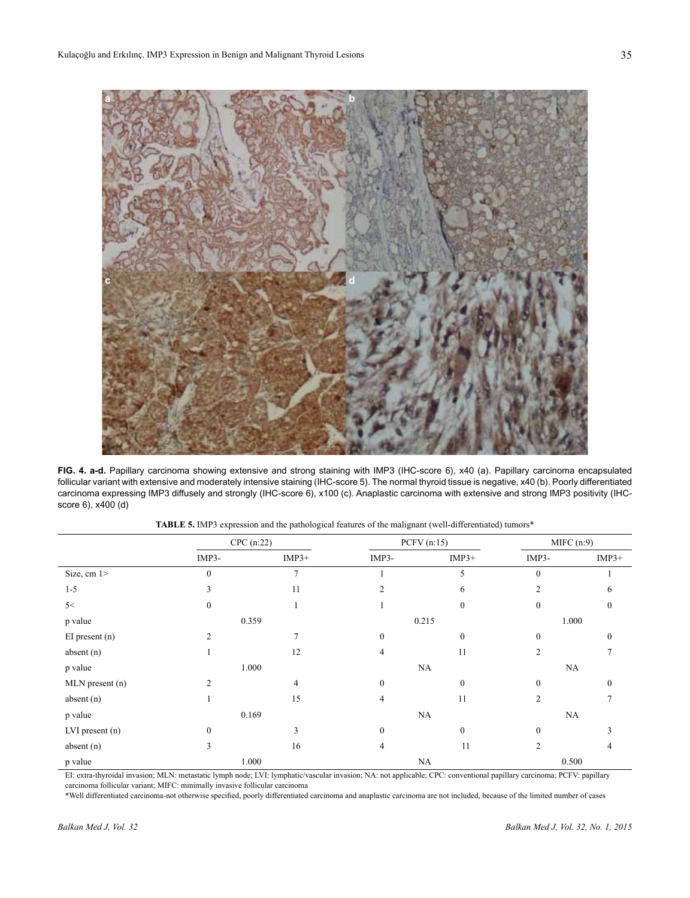**FIG. 4. a-d.** Papillary carcinoma showing extensive and strong staining with IMP3 (IHC-score 6), x40 (a). Papillary carcinoma encapsulated follicular variant with extensive and moderately intensive staining (IHC-score 5). The normal thyroid tissue is negative, x40 (b). Poorly differentiated carcinoma expressing IMP3 diffusely and strongly (IHC-score 6), x100 (c). Anaplastic carcinoma with extensive and strong IMP3 positivity (IHC-score 6), x400 (d)

**TABLE 5.** IMP3 expression and the pathological features of the malignant (well-differentiated) tumors*

| | CPC (n:22) | | PCFV (n:15) | | MIFC (n:9) | |
|---|---|---|---|---|---|---|
| | IMP3- | IMP3+ | IMP3- | IMP3+ | IMP3- | IMP3+ |
| Size, cm 1> | 0 | 7 | 1 | 5 | 0 | 1 |
| 1-5 | 3 | 11 | 2 | 6 | 2 | 6 |
| 5< | 0 | 1 | 1 | 0 | 0 | 0 |
| p value | 0.359 | | 0.215 | | 1.000 | |
| EI present (n) | 2 | 7 | 0 | 0 | 0 | 0 |
| absent (n) | 1 | 12 | 4 | 11 | 2 | 7 |
| p value | 1.000 | | NA | | NA | |
| MLN present (n) | 2 | 4 | 0 | 0 | 0 | 0 |
| absent (n) | 1 | 15 | 4 | 11 | 2 | 7 |
| p value | 0.169 | | NA | | NA | |
| LVI present (n) | 0 | 3 | 0 | 0 | 0 | 3 |
| absent (n) | 3 | 16 | 4 | 11 | 2 | 4 |
| p value | 1.000 | | NA | | 0.500 | |

EI: extra-thyroidal invasion; MLN: metastatic lymph node; LVI: lymphatic/vascular invasion; NA: not applicable; CPC: conventional papillary carcinoma; PCFV: papillary carcinoma follicular variant; MIFC: minimally invasive follicular carcinoma

*Well differentiated carcinoma-not otherwise specified, poorly differentiated carcinoma and anaplastic carcinoma are not included, because of the limited number of cases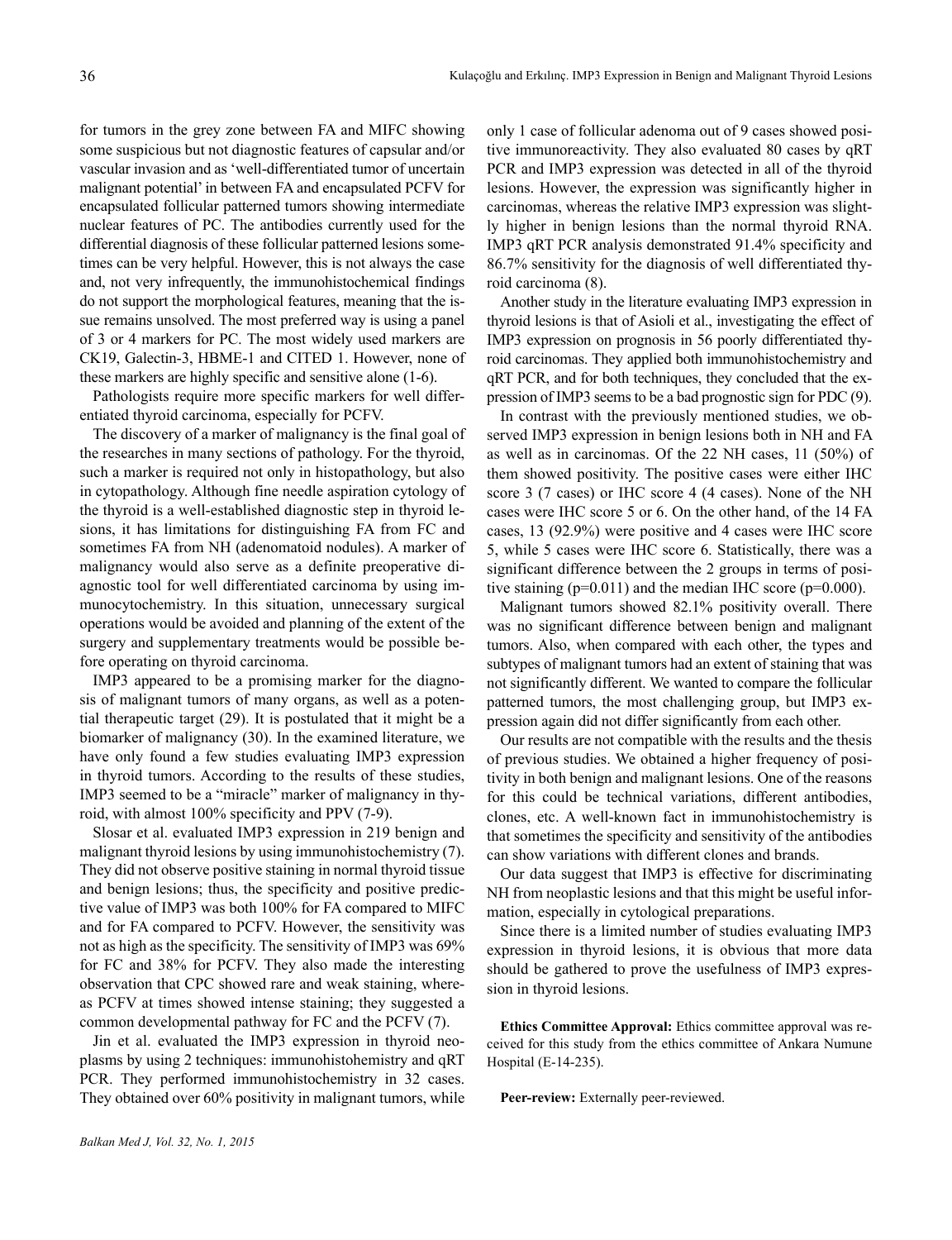for tumors in the grey zone between FA and MIFC showing some suspicious but not diagnostic features of capsular and/or vascular invasion and as 'well-differentiated tumor of uncertain malignant potential' in between FA and encapsulated PCFV for encapsulated follicular patterned tumors showing intermediate nuclear features of PC. The antibodies currently used for the differential diagnosis of these follicular patterned lesions sometimes can be very helpful. However, this is not always the case and, not very infrequently, the immunohistochemical findings do not support the morphological features, meaning that the issue remains unsolved. The most preferred way is using a panel of 3 or 4 markers for PC. The most widely used markers are CK19, Galectin-3, HBME-1 and CITED 1. However, none of these markers are highly specific and sensitive alone (1-6).

Pathologists require more specific markers for well differentiated thyroid carcinoma, especially for PCFV.

The discovery of a marker of malignancy is the final goal of the researches in many sections of pathology. For the thyroid, such a marker is required not only in histopathology, but also in cytopathology. Although fine needle aspiration cytology of the thyroid is a well-established diagnostic step in thyroid lesions, it has limitations for distinguishing FA from FC and sometimes FA from NH (adenomatoid nodules). A marker of malignancy would also serve as a definite preoperative diagnostic tool for well differentiated carcinoma by using immunocytochemistry. In this situation, unnecessary surgical operations would be avoided and planning of the extent of the surgery and supplementary treatments would be possible before operating on thyroid carcinoma.

IMP3 appeared to be a promising marker for the diagnosis of malignant tumors of many organs, as well as a potential therapeutic target (29). It is postulated that it might be a biomarker of malignancy (30). In the examined literature, we have only found a few studies evaluating IMP3 expression in thyroid tumors. According to the results of these studies, IMP3 seemed to be a "miracle" marker of malignancy in thyroid, with almost 100% specificity and PPV (7-9).

Slosar et al. evaluated IMP3 expression in 219 benign and malignant thyroid lesions by using immunohistochemistry (7). They did not observe positive staining in normal thyroid tissue and benign lesions; thus, the specificity and positive predictive value of IMP3 was both 100% for FA compared to MIFC and for FA compared to PCFV. However, the sensitivity was not as high as the specificity. The sensitivity of IMP3 was 69% for FC and 38% for PCFV. They also made the interesting observation that CPC showed rare and weak staining, whereas PCFV at times showed intense staining; they suggested a common developmental pathway for FC and the PCFV (7).

Jin et al. evaluated the IMP3 expression in thyroid neoplasms by using 2 techniques: immunohistohemistry and qRT PCR. They performed immunohistochemistry in 32 cases. They obtained over 60% positivity in malignant tumors, while only 1 case of follicular adenoma out of 9 cases showed positive immunoreactivity. They also evaluated 80 cases by qRT PCR and IMP3 expression was detected in all of the thyroid lesions. However, the expression was significantly higher in carcinomas, whereas the relative IMP3 expression was slightly higher in benign lesions than the normal thyroid RNA. IMP3 qRT PCR analysis demonstrated 91.4% specificity and 86.7% sensitivity for the diagnosis of well differentiated thyroid carcinoma (8).

Another study in the literature evaluating IMP3 expression in thyroid lesions is that of Asioli et al., investigating the effect of IMP3 expression on prognosis in 56 poorly differentiated thyroid carcinomas. They applied both immunohistochemistry and qRT PCR, and for both techniques, they concluded that the expression of IMP3 seems to be a bad prognostic sign for PDC (9).

In contrast with the previously mentioned studies, we observed IMP3 expression in benign lesions both in NH and FA as well as in carcinomas. Of the 22 NH cases, 11 (50%) of them showed positivity. The positive cases were either IHC score 3 (7 cases) or IHC score 4 (4 cases). None of the NH cases were IHC score 5 or 6. On the other hand, of the 14 FA cases, 13 (92.9%) were positive and 4 cases were IHC score 5, while 5 cases were IHC score 6. Statistically, there was a significant difference between the 2 groups in terms of positive staining ($p=0.011$) and the median IHC score ($p=0.000$).

Malignant tumors showed 82.1% positivity overall. There was no significant difference between benign and malignant tumors. Also, when compared with each other, the types and subtypes of malignant tumors had an extent of staining that was not significantly different. We wanted to compare the follicular patterned tumors, the most challenging group, but IMP3 expression again did not differ significantly from each other.

Our results are not compatible with the results and the thesis of previous studies. We obtained a higher frequency of positivity in both benign and malignant lesions. One of the reasons for this could be technical variations, different antibodies, clones, etc. A well-known fact in immunohistochemistry is that sometimes the specificity and sensitivity of the antibodies can show variations with different clones and brands.

Our data suggest that IMP3 is effective for discriminating NH from neoplastic lesions and that this might be useful information, especially in cytological preparations.

Since there is a limited number of studies evaluating IMP3 expression in thyroid lesions, it is obvious that more data should be gathered to prove the usefulness of IMP3 expression in thyroid lesions.

**Ethics Committee Approval:** Ethics committee approval was received for this study from the ethics committee of Ankara Numune Hospital (E-14-235).

**Peer-review:** Externally peer-reviewed.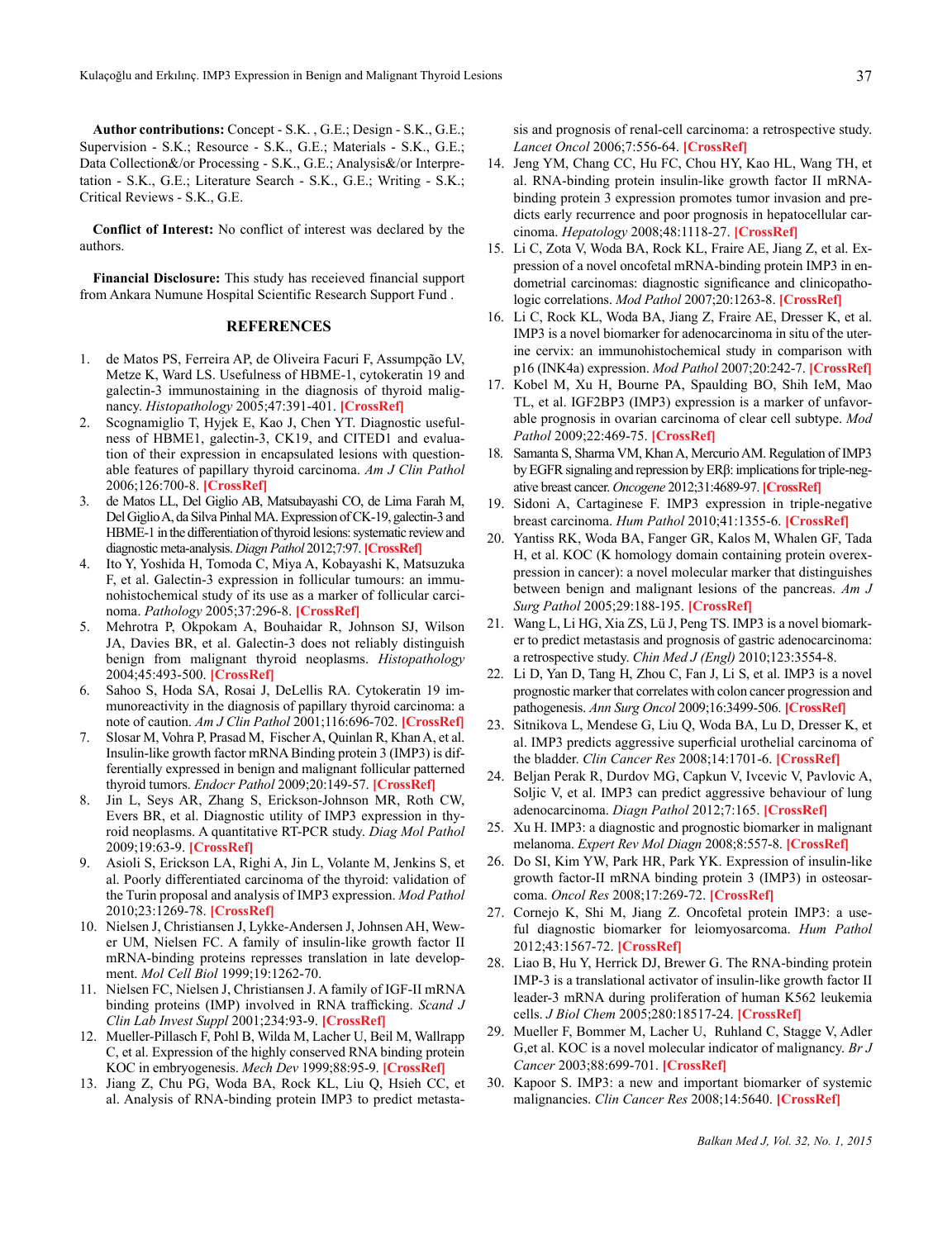**Author contributions:** Concept - S.K. , G.E.; Design - S.K., G.E.; Supervision - S.K.; Resource - S.K., G.E.; Materials - S.K., G.E.; Data Collection&/or Processing - S.K., G.E.; Analysis&/or Interpretation - S.K., G.E.; Literature Search - S.K., G.E.; Writing - S.K.; Critical Reviews - S.K., G.E.

**Conflict of Interest:** No conflict of interest was declared by the authors.

**Financial Disclosure:** This study has receieved financial support from Ankara Numune Hospital Scientific Research Support Fund .

## REFERENCES

1. de Matos PS, Ferreira AP, de Oliveira Facuri F, Assumpção LV, Metze K, Ward LS. Usefulness of HBME-1, cytokeratin 19 and galectin-3 immunostaining in the diagnosis of thyroid malignancy. *Histopathology* 2005;47:391-401. **[CrossRef]**
2. Scognamiglio T, Hyjek E, Kao J, Chen YT. Diagnostic usefulness of HBME1, galectin-3, CK19, and CITED1 and evaluation of their expression in encapsulated lesions with questionable features of papillary thyroid carcinoma. *Am J Clin Pathol* 2006;126:700-8. **[CrossRef]**
3. de Matos LL, Del Giglio AB, Matsubayashi CO, de Lima Farah M, Del Giglio A, da Silva Pinhal MA. Expression of CK-19, galectin-3 and HBME-1 in the differentiation of thyroid lesions: systematic review and diagnostic meta-analysis. *Diagn Pathol* 2012;7:97. **[CrossRef]**
4. Ito Y, Yoshida H, Tomoda C, Miya A, Kobayashi K, Matsuzuka F, et al. Galectin-3 expression in follicular tumours: an immunohistochemical study of its use as a marker of follicular carcinoma. *Pathology* 2005;37:296-8. **[CrossRef]**
5. Mehrotra P, Okpokam A, Bouhaidar R, Johnson SJ, Wilson JA, Davies BR, et al. Galectin-3 does not reliably distinguish benign from malignant thyroid neoplasms. *Histopathology* 2004;45:493-500. **[CrossRef]**
6. Sahoo S, Hoda SA, Rosai J, DeLellis RA. Cytokeratin 19 immunoreactivity in the diagnosis of papillary thyroid carcinoma: a note of caution. *Am J Clin Pathol* 2001;116:696-702. **[CrossRef]**
7. Slosar M, Vohra P, Prasad M, Fischer A, Quinlan R, Khan A, et al. Insulin-like growth factor mRNA Binding protein 3 (IMP3) is differentially expressed in benign and malignant follicular patterned thyroid tumors. *Endocr Pathol* 2009;20:149-57. **[CrossRef]**
8. Jin L, Seys AR, Zhang S, Erickson-Johnson MR, Roth CW, Evers BR, et al. Diagnostic utility of IMP3 expression in thyroid neoplasms. A quantitative RT-PCR study. *Diag Mol Pathol* 2009;19:63-9. **[CrossRef]**
9. Asioli S, Erickson LA, Righi A, Jin L, Volante M, Jenkins S, et al. Poorly differentiated carcinoma of the thyroid: validation of the Turin proposal and analysis of IMP3 expression. *Mod Pathol* 2010;23:1269-78. **[CrossRef]**
10. Nielsen J, Christiansen J, Lykke-Andersen J, Johnsen AH, Wewer UM, Nielsen FC. A family of insulin-like growth factor II mRNA-binding proteins represses translation in late development. *Mol Cell Biol* 1999;19:1262-70.
11. Nielsen FC, Nielsen J, Christiansen J. A family of IGF-II mRNA binding proteins (IMP) involved in RNA trafficking. *Scand J Clin Lab Invest Suppl* 2001;234:93-9. **[CrossRef]**
12. Mueller-Pillasch F, Pohl B, Wilda M, Lacher U, Beil M, Wallrapp C, et al. Expression of the highly conserved RNA binding protein KOC in embryogenesis. *Mech Dev* 1999;88:95-9. **[CrossRef]**
13. Jiang Z, Chu PG, Woda BA, Rock KL, Liu Q, Hsieh CC, et al. Analysis of RNA-binding protein IMP3 to predict metastasis and prognosis of renal-cell carcinoma: a retrospective study. *Lancet Oncol* 2006;7:556-64. **[CrossRef]**
14. Jeng YM, Chang CC, Hu FC, Chou HY, Kao HL, Wang TH, et al. RNA-binding protein insulin-like growth factor II mRNA-binding protein 3 expression promotes tumor invasion and predicts early recurrence and poor prognosis in hepatocellular carcinoma. *Hepatology* 2008;48:1118-27. **[CrossRef]**
15. Li C, Zota V, Woda BA, Rock KL, Fraire AE, Jiang Z, et al. Expression of a novel oncofetal mRNA-binding protein IMP3 in endometrial carcinomas: diagnostic significance and clinicopathologic correlations. *Mod Pathol* 2007;20:1263-8. **[CrossRef]**
16. Li C, Rock KL, Woda BA, Jiang Z, Fraire AE, Dresser K, et al. IMP3 is a novel biomarker for adenocarcinoma in situ of the uterine cervix: an immunohistochemical study in comparison with p16 (INK4a) expression. *Mod Pathol* 2007;20:242-7. **[CrossRef]**
17. Kobel M, Xu H, Bourne PA, Spaulding BO, Shih IeM, Mao TL, et al. IGF2BP3 (IMP3) expression is a marker of unfavorable prognosis in ovarian carcinoma of clear cell subtype. *Mod Pathol* 2009;22:469-75. **[CrossRef]**
18. Samanta S, Sharma VM, Khan A, Mercurio AM. Regulation of IMP3 by EGFR signaling and repression by ERβ: implications for triple-negative breast cancer. *Oncogene* 2012;31:4689-97. **[CrossRef]**
19. Sidoni A, Cartaginese F. IMP3 expression in triple-negative breast carcinoma. *Hum Pathol* 2010;41:1355-6. **[CrossRef]**
20. Yantiss RK, Woda BA, Fanger GR, Kalos M, Whalen GF, Tada H, et al. KOC (K homology domain containing protein overexpression in cancer): a novel molecular marker that distinguishes between benign and malignant lesions of the pancreas. *Am J Surg Pathol* 2005;29:188-195. **[CrossRef]**
21. Wang L, Li HG, Xia ZS, Lü J, Peng TS. IMP3 is a novel biomarker to predict metastasis and prognosis of gastric adenocarcinoma: a retrospective study. *Chin Med J (Engl)* 2010;123:3554-8.
22. Li D, Yan D, Tang H, Zhou C, Fan J, Li S, et al. IMP3 is a novel prognostic marker that correlates with colon cancer progression and pathogenesis. *Ann Surg Oncol* 2009;16:3499-506. **[CrossRef]**
23. Sitnikova L, Mendese G, Liu Q, Woda BA, Lu D, Dresser K, et al. IMP3 predicts aggressive superficial urothelial carcinoma of the bladder. *Clin Cancer Res* 2008;14:1701-6. **[CrossRef]**
24. Beljan Perak R, Durdov MG, Capkun V, Ivcevic V, Pavlovic A, Soljic V, et al. IMP3 can predict aggressive behaviour of lung adenocarcinoma. *Diagn Pathol* 2012;7:165. **[CrossRef]**
25. Xu H. IMP3: a diagnostic and prognostic biomarker in malignant melanoma. *Expert Rev Mol Diagn* 2008;8:557-8. **[CrossRef]**
26. Do SI, Kim YW, Park HR, Park YK. Expression of insulin-like growth factor-II mRNA binding protein 3 (IMP3) in osteosarcoma. *Oncol Res* 2008;17:269-72. **[CrossRef]**
27. Cornejo K, Shi M, Jiang Z. Oncofetal protein IMP3: a useful diagnostic biomarker for leiomyosarcoma. *Hum Pathol* 2012;43:1567-72. **[CrossRef]**
28. Liao B, Hu Y, Herrick DJ, Brewer G. The RNA-binding protein IMP-3 is a translational activator of insulin-like growth factor II leader-3 mRNA during proliferation of human K562 leukemia cells. *J Biol Chem* 2005;280:18517-24. **[CrossRef]**
29. Mueller F, Bommer M, Lacher U, Ruhland C, Stagge V, Adler G,et al. KOC is a novel molecular indicator of malignancy. *Br J Cancer* 2003;88:699-701. **[CrossRef]**
30. Kapoor S. IMP3: a new and important biomarker of systemic malignancies. *Clin Cancer Res* 2008;14:5640. **[CrossRef]**